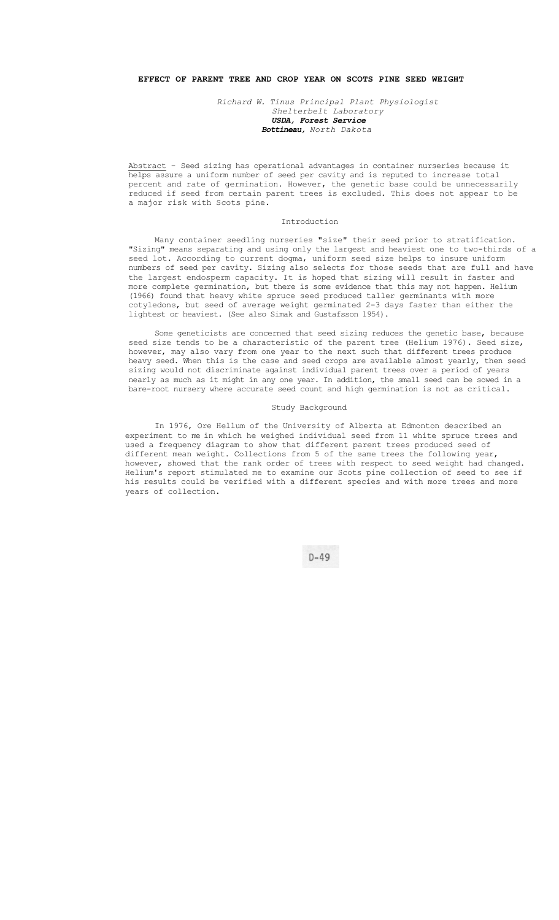## EFFECT OF PARENT TREE AND CROP YEAR ON SCOTS PINE SEED WEIGHT

*Richard W. Tinus Principal Plant Physiologist*
*Shelterbelt Laboratory*
***USDA, Forest Service***
***Bottineau**, North Dakota*

Abstract - Seed sizing has operational advantages in container nurseries because it helps assure a uniform number of seed per cavity and is reputed to increase total percent and rate of germination. However, the genetic base could be unnecessarily reduced if seed from certain parent trees is excluded. This does not appear to be a major risk with Scots pine.

### Introduction

Many container seedling nurseries "size" their seed prior to stratification. "Sizing" means separating and using only the largest and heaviest one to two-thirds of a seed lot. According to current dogma, uniform seed size helps to insure uniform numbers of seed per cavity. Sizing also selects for those seeds that are full and have the largest endosperm capacity. It is hoped that sizing will result in faster and more complete germination, but there is some evidence that this may not happen. Helium (1966) found that heavy white spruce seed produced taller germinants with more cotyledons, but seed of average weight germinated 2-3 days faster than either the lightest or heaviest. (See also Simak and Gustafsson 1954).

Some geneticists are concerned that seed sizing reduces the genetic base, because seed size tends to be a characteristic of the parent tree (Helium 1976). Seed size, however, may also vary from one year to the next such that different trees produce heavy seed. When this is the case and seed crops are available almost yearly, then seed sizing would not discriminate against individual parent trees over a period of years nearly as much as it might in any one year. In addition, the small seed can be sowed in a bare-root nursery where accurate seed count and high germination is not as critical.

### Study Background

In 1976, Ore Hellum of the University of Alberta at Edmonton described an experiment to me in which he weighed individual seed from 11 white spruce trees and used a frequency diagram to show that different parent trees produced seed of different mean weight. Collections from 5 of the same trees the following year, however, showed that the rank order of trees with respect to seed weight had changed. Helium's report stimulated me to examine our Scots pine collection of seed to see if his results could be verified with a different species and with more trees and more years of collection.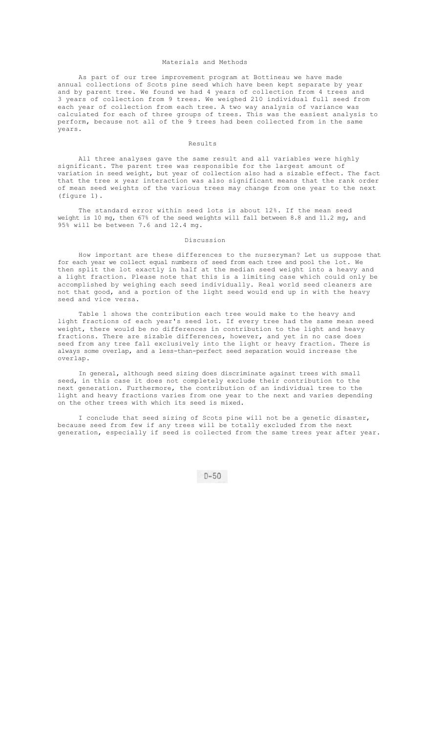## Materials and Methods

As part of our tree improvement program at Bottineau we have made annual collections of Scots pine seed which have been kept separate by year and by parent tree. We found we had 4 years of collection from 4 trees and 3 years of collection from 9 trees. We weighed 210 individual full seed from each year of collection from each tree. A two way analysis of variance was calculated for each of three groups of trees. This was the easiest analysis to perform, because not all of the 9 trees had been collected from in the same years.

## Results

All three analyses gave the same result and all variables were highly significant. The parent tree was responsible for the largest amount of variation in seed weight, but year of collection also had a sizable effect. The fact that the tree x year interaction was also significant means that the rank order of mean seed weights of the various trees may change from one year to the next (figure 1).

The standard error within seed lots is about 12%. If the mean seed weight is 10 mg, then 67% of the seed weights will fall between 8.8 and 11.2 mg, and 95% will be between 7.6 and 12.4 mg.

## Discussion

How important are these differences to the nurseryman? Let us suppose that for each year we collect equal numbers of seed from each tree and pool the lot. We then split the lot exactly in half at the median seed weight into a heavy and a light fraction. Please note that this is a limiting case which could only be accomplished by weighing each seed individually. Real world seed cleaners are not that good, and a portion of the light seed would end up in with the heavy seed and vice versa.

Table 1 shows the contribution each tree would make to the heavy and light fractions of each year's seed lot. If every tree had the same mean seed weight, there would be no differences in contribution to the light and heavy fractions. There are sizable differences, however, and yet in no case does seed from any tree fall exclusively into the light or heavy fraction. There is always some overlap, and a less-than-perfect seed separation would increase the overlap.

In general, although seed sizing does discriminate against trees with small seed, in this case it does not completely exclude their contribution to the next generation. Furthermore, the contribution of an individual tree to the light and heavy fractions varies from one year to the next and varies depending on the other trees with which its seed is mixed.

I conclude that seed sizing of Scots pine will not be a genetic disaster, because seed from few if any trees will be totally excluded from the next generation, especially if seed is collected from the same trees year after year.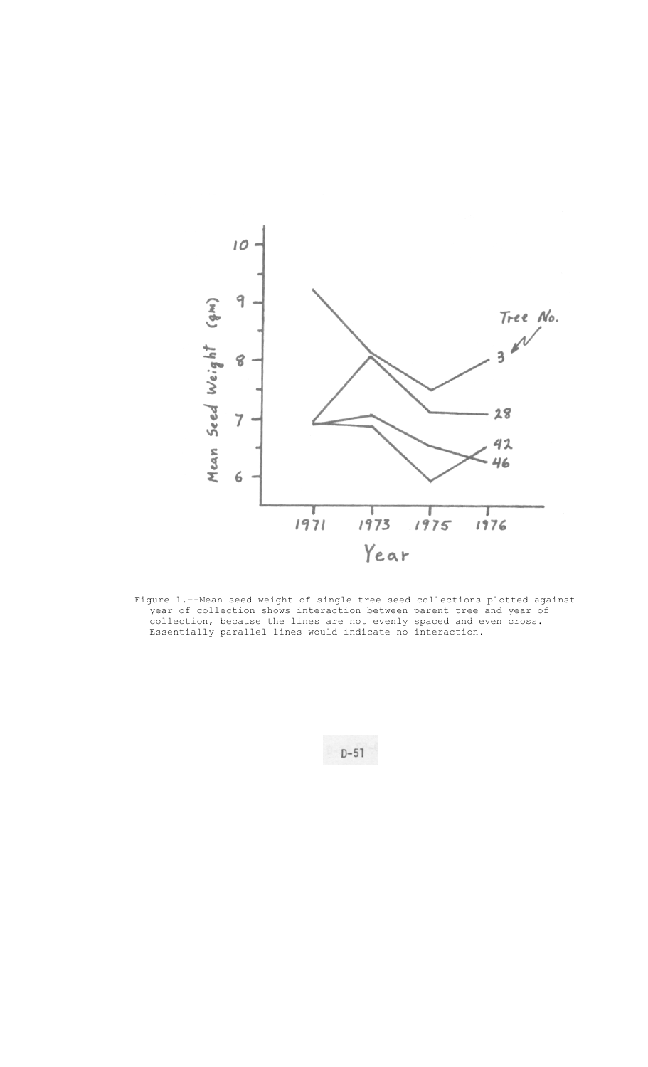Figure 1.--Mean seed weight of single tree seed collections plotted against year of collection shows interaction between parent tree and year of collection, because the lines are not evenly spaced and even cross. Essentially parallel lines would indicate no interaction.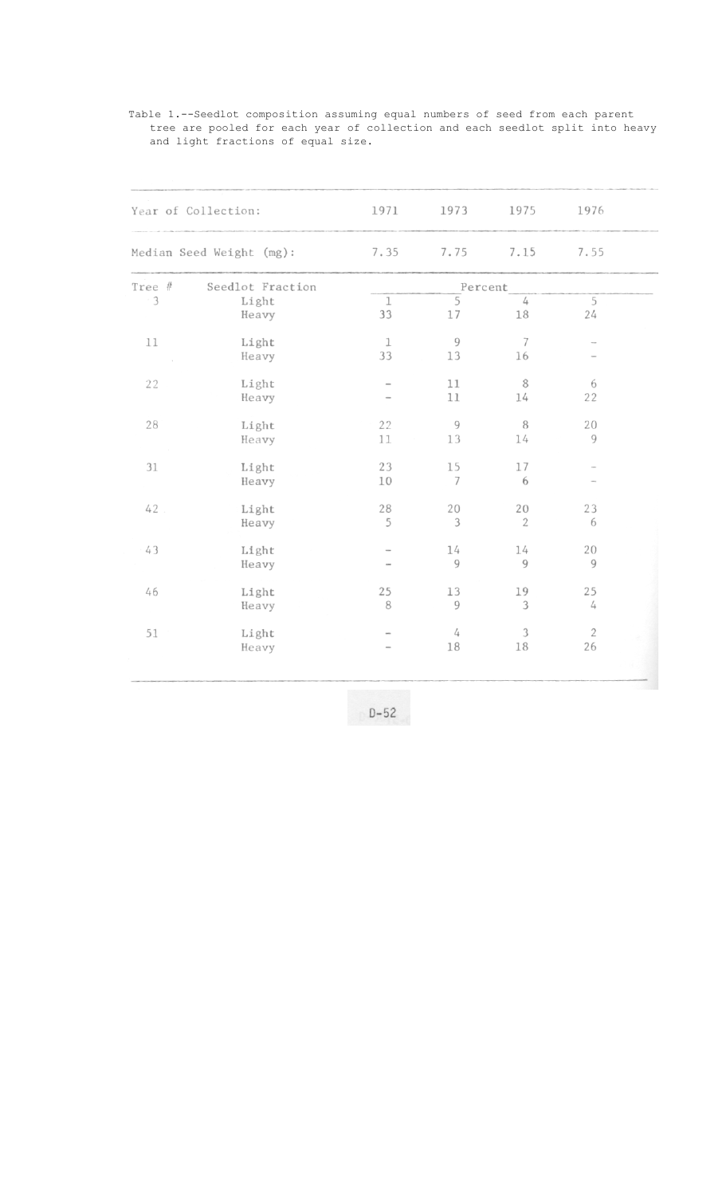Table 1.--Seedlot composition assuming equal numbers of seed from each parent tree are pooled for each year of collection and each seedlot split into heavy and light fractions of equal size.

| Year of Collection: | | 1971 | 1973 | 1975 | 1976 |
|---|---|---|---|---|---|
| Median Seed Weight (mg): | | 7.35 | 7.75 | 7.15 | 7.55 |
| Tree # | Seedlot Fraction | Percent | | | |
| 3 | Light | 1 | 5 | 4 | 5 |
| | Heavy | 33 | 17 | 18 | 24 |
| 11 | Light | 1 | 9 | 7 | - |
| | Heavy | 33 | 13 | 16 | - |
| 22 | Light | - | 11 | 8 | 6 |
| | Heavy | - | 11 | 14 | 22 |
| 28 | Light | 22 | 9 | 8 | 20 |
| | Heavy | 11 | 13 | 14 | 9 |
| 31 | Light | 23 | 15 | 17 | - |
| | Heavy | 10 | 7 | 6 | - |
| 42 | Light | 28 | 20 | 20 | 23 |
| | Heavy | 5 | 3 | 2 | 6 |
| 43 | Light | - | 14 | 14 | 20 |
| | Heavy | - | 9 | 9 | 9 |
| 46 | Light | 25 | 13 | 19 | 25 |
| | Heavy | 8 | 9 | 3 | 4 |
| 51 | Light | - | 4 | 3 | 2 |
| | Heavy | - | 18 | 18 | 26 |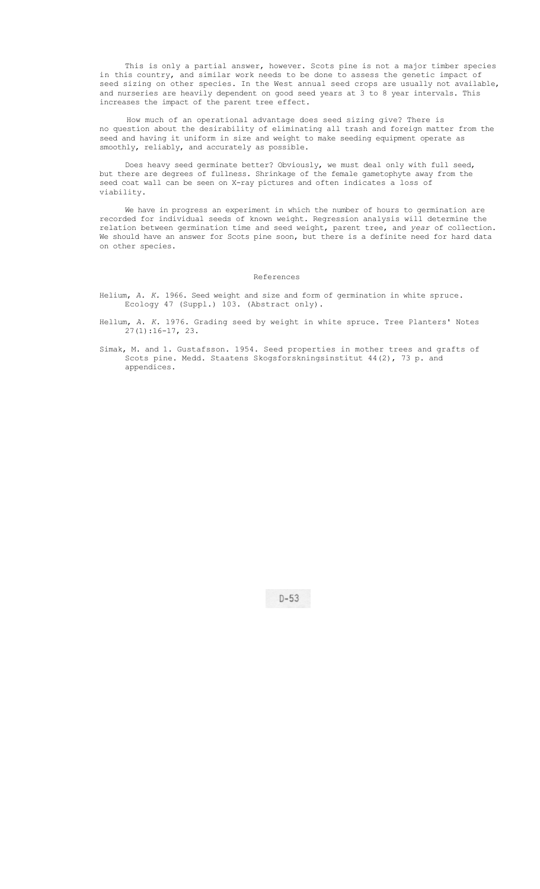This is only a partial answer, however. Scots pine is not a major timber species in this country, and similar work needs to be done to assess the genetic impact of seed sizing on other species. In the West annual seed crops are usually not available, and nurseries are heavily dependent on good seed years at 3 to 8 year intervals. This increases the impact of the parent tree effect.

How much of an operational advantage does seed sizing give? There is no question about the desirability of eliminating all trash and foreign matter from the seed and having it uniform in size and weight to make seeding equipment operate as smoothly, reliably, and accurately as possible.

Does heavy seed germinate better? Obviously, we must deal only with full seed, but there are degrees of fullness. Shrinkage of the female gametophyte away from the seed coat wall can be seen on X-ray pictures and often indicates a loss of viability.

We have in progress an experiment in which the number of hours to germination are recorded for individual seeds of known weight. Regression analysis will determine the relation between germination time and seed weight, parent tree, and *year* of collection. We should have an answer for Scots pine soon, but there is a definite need for hard data on other species.

## References

Helium, *A. K.* 1966. Seed weight and size and form of germination in white spruce. Ecology 47 (Suppl.) 103. (Abstract only).

Hellum, *A. K.* 1976. Grading seed by weight in white spruce. Tree Planters' Notes 27(1):16-17, 23.

Simak, M. and 1. Gustafsson. 1954. Seed properties in mother trees and grafts of Scots pine. Medd. Staatens Skogsforskningsinstitut 44(2), 73 p. and appendices.